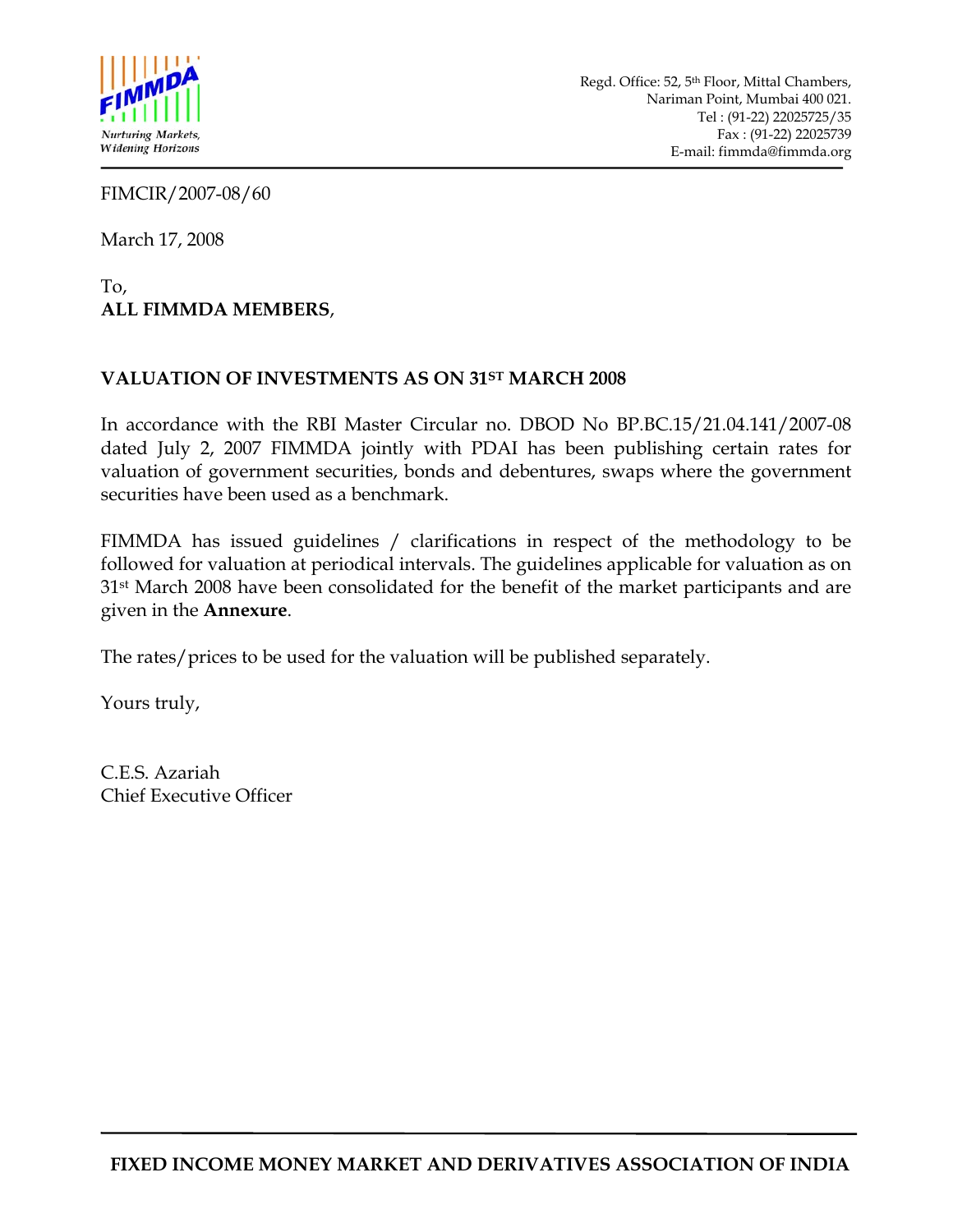Regd. Office: 52, 5th Floor, Mittal Chambers,
Nariman Point, Mumbai 400 021.
Tel : (91-22) 22025725/35
Fax : (91-22) 22025739
E-mail: fimmda@fimmda.org

FIMCIR/2007-08/60

March 17, 2008

To,
**ALL FIMMDA MEMBERS**,

**VALUATION OF INVESTMENTS AS ON 31ST MARCH 2008**

In accordance with the RBI Master Circular no. DBOD No BP.BC.15/21.04.141/2007-08 dated July 2, 2007 FIMMDA jointly with PDAI has been publishing certain rates for valuation of government securities, bonds and debentures, swaps where the government securities have been used as a benchmark.

FIMMDA has issued guidelines / clarifications in respect of the methodology to be followed for valuation at periodical intervals. The guidelines applicable for valuation as on 31st March 2008 have been consolidated for the benefit of the market participants and are given in the **Annexure**.

The rates/prices to be used for the valuation will be published separately.

Yours truly,

C.E.S. Azariah
Chief Executive Officer

**FIXED INCOME MONEY MARKET AND DERIVATIVES ASSOCIATION OF INDIA**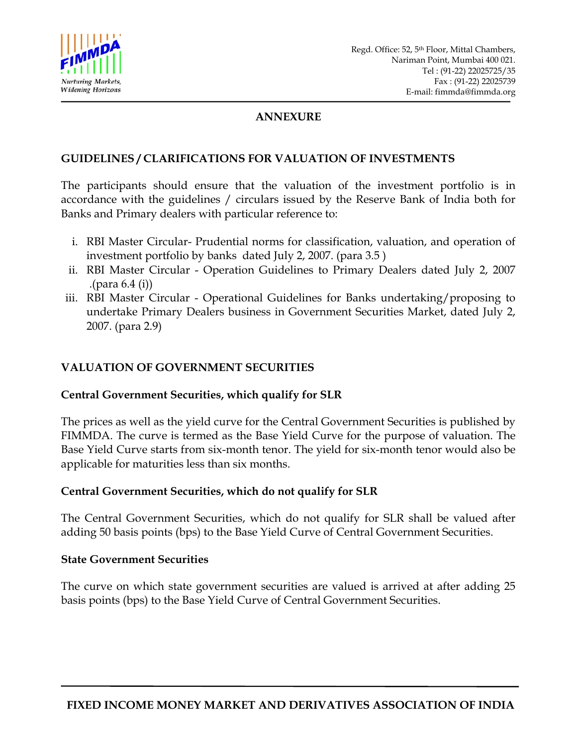## ANNEXURE

## GUIDELINES / CLARIFICATIONS FOR VALUATION OF INVESTMENTS

The participants should ensure that the valuation of the investment portfolio is in accordance with the guidelines / circulars issued by the Reserve Bank of India both for Banks and Primary dealers with particular reference to:

i. RBI Master Circular- Prudential norms for classification, valuation, and operation of investment portfolio by banks dated July 2, 2007. (para 3.5 )
ii. RBI Master Circular - Operation Guidelines to Primary Dealers dated July 2, 2007 .(para 6.4 (i))
iii. RBI Master Circular - Operational Guidelines for Banks undertaking/proposing to undertake Primary Dealers business in Government Securities Market, dated July 2, 2007. (para 2.9)

## VALUATION OF GOVERNMENT SECURITIES

### Central Government Securities, which qualify for SLR

The prices as well as the yield curve for the Central Government Securities is published by FIMMDA. The curve is termed as the Base Yield Curve for the purpose of valuation. The Base Yield Curve starts from six-month tenor. The yield for six-month tenor would also be applicable for maturities less than six months.

### Central Government Securities, which do not qualify for SLR

The Central Government Securities, which do not qualify for SLR shall be valued after adding 50 basis points (bps) to the Base Yield Curve of Central Government Securities.

### State Government Securities

The curve on which state government securities are valued is arrived at after adding 25 basis points (bps) to the Base Yield Curve of Central Government Securities.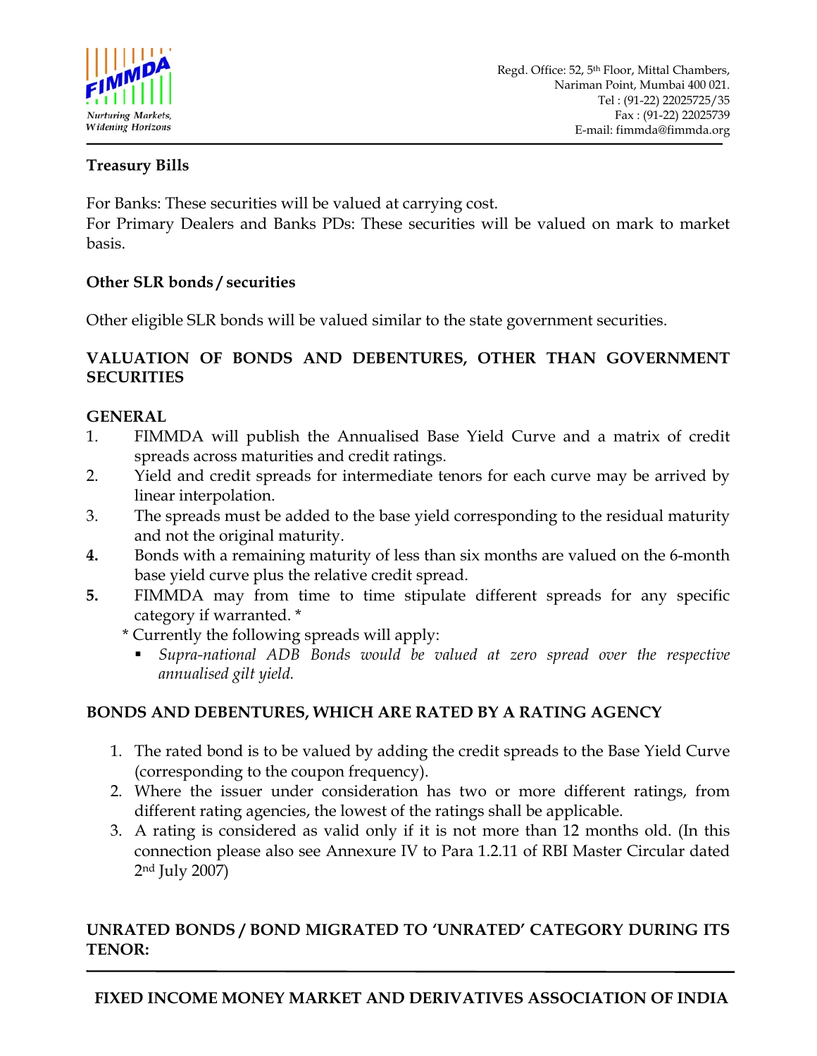**Treasury Bills**

For Banks: These securities will be valued at carrying cost.
For Primary Dealers and Banks PDs: These securities will be valued on mark to market basis.

**Other SLR bonds / securities**

Other eligible SLR bonds will be valued similar to the state government securities.

**VALUATION OF BONDS AND DEBENTURES, OTHER THAN GOVERNMENT SECURITIES**

**GENERAL**

1. FIMMDA will publish the Annualised Base Yield Curve and a matrix of credit spreads across maturities and credit ratings.
2. Yield and credit spreads for intermediate tenors for each curve may be arrived by linear interpolation.
3. The spreads must be added to the base yield corresponding to the residual maturity and not the original maturity.
4. Bonds with a remaining maturity of less than six months are valued on the 6-month base yield curve plus the relative credit spread.
5. FIMMDA may from time to time stipulate different spreads for any specific category if warranted. *

   * Currently the following spreads will apply:
     - *Supra-national ADB Bonds would be valued at zero spread over the respective annualised gilt yield.*

**BONDS AND DEBENTURES, WHICH ARE RATED BY A RATING AGENCY**

1. The rated bond is to be valued by adding the credit spreads to the Base Yield Curve (corresponding to the coupon frequency).
2. Where the issuer under consideration has two or more different ratings, from different rating agencies, the lowest of the ratings shall be applicable.
3. A rating is considered as valid only if it is not more than 12 months old. (In this connection please also see Annexure IV to Para 1.2.11 of RBI Master Circular dated 2nd July 2007)

**UNRATED BONDS / BOND MIGRATED TO 'UNRATED' CATEGORY DURING ITS TENOR:**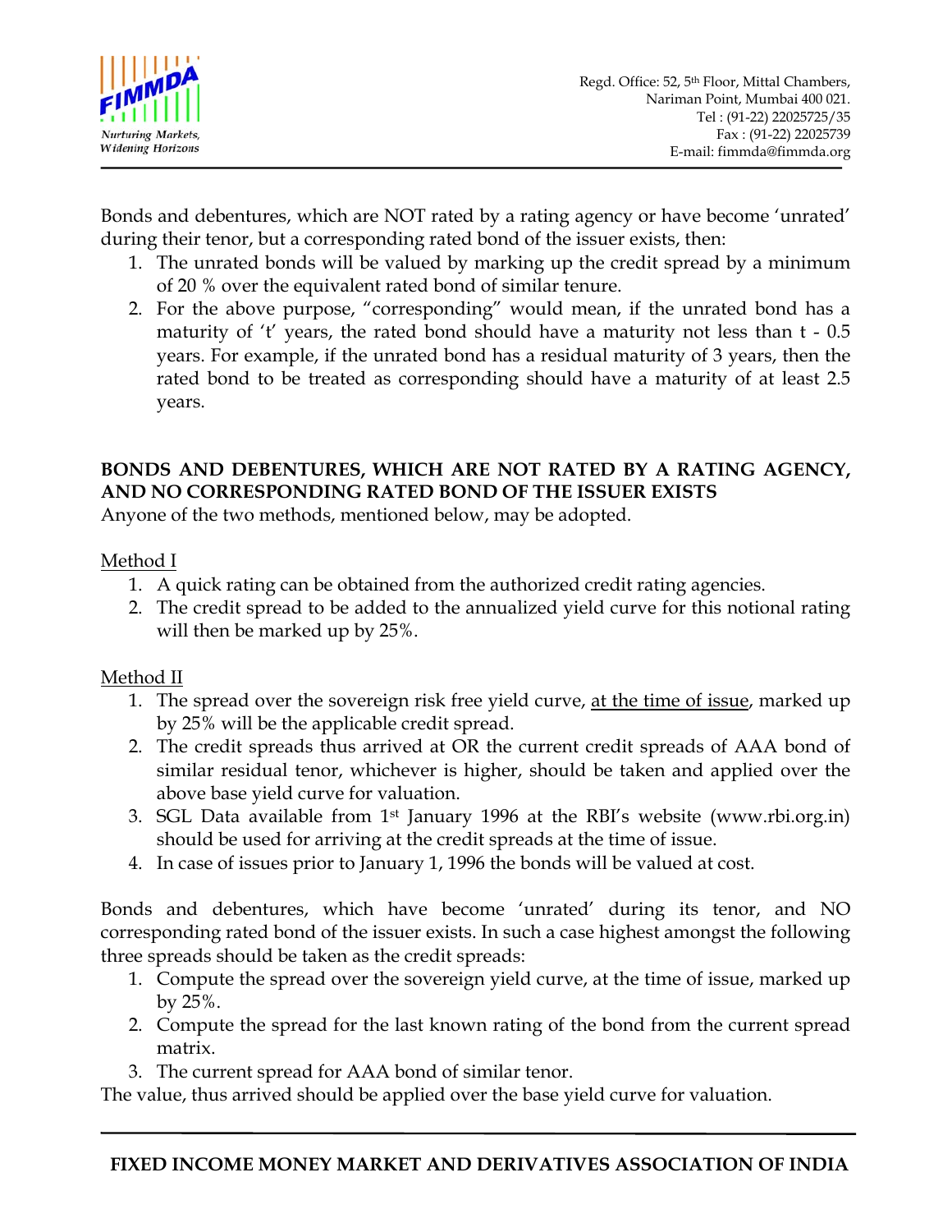Bonds and debentures, which are NOT rated by a rating agency or have become 'unrated' during their tenor, but a corresponding rated bond of the issuer exists, then:

1. The unrated bonds will be valued by marking up the credit spread by a minimum of 20 % over the equivalent rated bond of similar tenure.
2. For the above purpose, "corresponding" would mean, if the unrated bond has a maturity of 't' years, the rated bond should have a maturity not less than t - 0.5 years. For example, if the unrated bond has a residual maturity of 3 years, then the rated bond to be treated as corresponding should have a maturity of at least 2.5 years.

**BONDS AND DEBENTURES, WHICH ARE NOT RATED BY A RATING AGENCY, AND NO CORRESPONDING RATED BOND OF THE ISSUER EXISTS**

Anyone of the two methods, mentioned below, may be adopted.

Method I

1. A quick rating can be obtained from the authorized credit rating agencies.
2. The credit spread to be added to the annualized yield curve for this notional rating will then be marked up by 25%.

Method II

1. The spread over the sovereign risk free yield curve, at the time of issue, marked up by 25% will be the applicable credit spread.
2. The credit spreads thus arrived at OR the current credit spreads of AAA bond of similar residual tenor, whichever is higher, should be taken and applied over the above base yield curve for valuation.
3. SGL Data available from 1st January 1996 at the RBI's website (www.rbi.org.in) should be used for arriving at the credit spreads at the time of issue.
4. In case of issues prior to January 1, 1996 the bonds will be valued at cost.

Bonds and debentures, which have become 'unrated' during its tenor, and NO corresponding rated bond of the issuer exists. In such a case highest amongst the following three spreads should be taken as the credit spreads:

1. Compute the spread over the sovereign yield curve, at the time of issue, marked up by 25%.
2. Compute the spread for the last known rating of the bond from the current spread matrix.
3. The current spread for AAA bond of similar tenor.

The value, thus arrived should be applied over the base yield curve for valuation.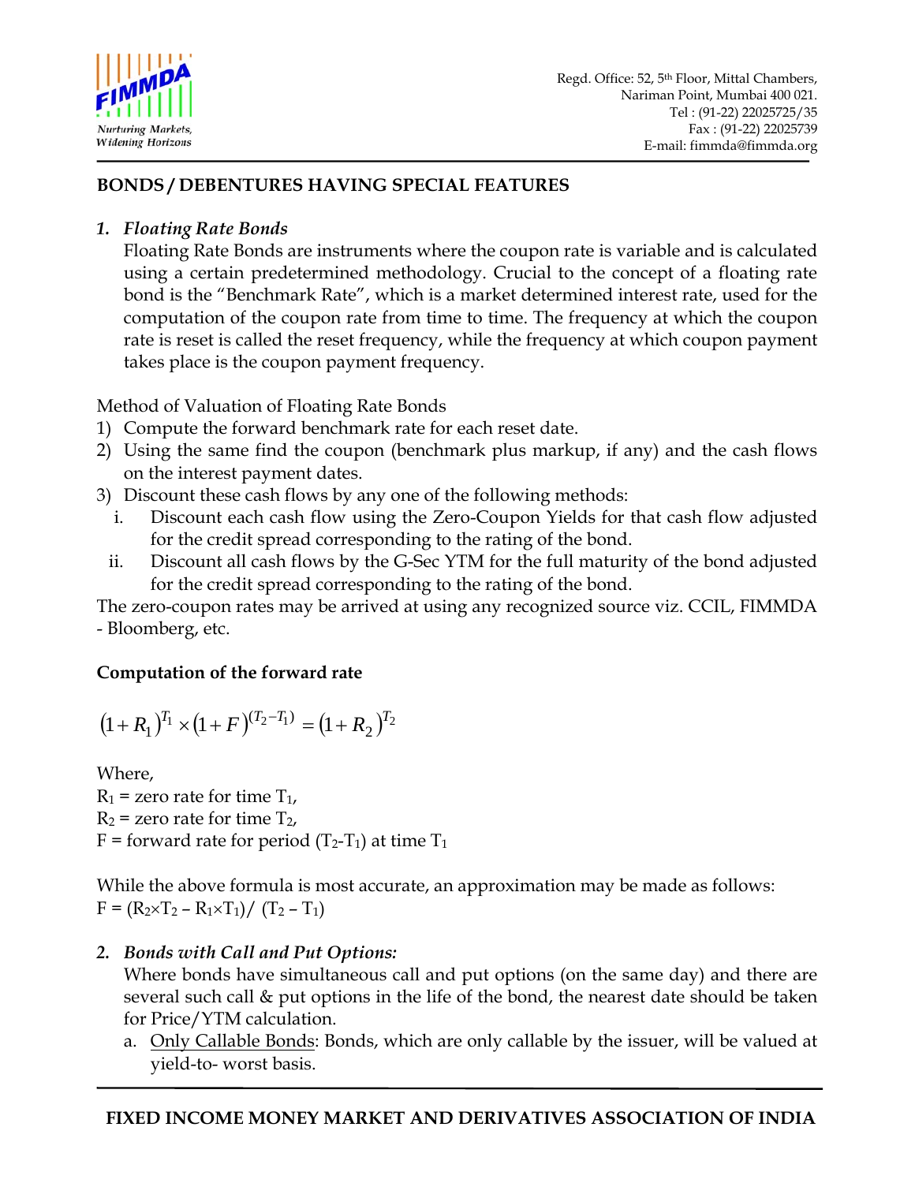## BONDS / DEBENTURES HAVING SPECIAL FEATURES

1. ***Floating Rate Bonds***

   Floating Rate Bonds are instruments where the coupon rate is variable and is calculated using a certain predetermined methodology. Crucial to the concept of a floating rate bond is the "Benchmark Rate", which is a market determined interest rate, used for the computation of the coupon rate from time to time. The frequency at which the coupon rate is reset is called the reset frequency, while the frequency at which coupon payment takes place is the coupon payment frequency.

Method of Valuation of Floating Rate Bonds

1) Compute the forward benchmark rate for each reset date.
2) Using the same find the coupon (benchmark plus markup, if any) and the cash flows on the interest payment dates.
3) Discount these cash flows by any one of the following methods:
   i. Discount each cash flow using the Zero-Coupon Yields for that cash flow adjusted for the credit spread corresponding to the rating of the bond.
   ii. Discount all cash flows by the G-Sec YTM for the full maturity of the bond adjusted for the credit spread corresponding to the rating of the bond.

The zero-coupon rates may be arrived at using any recognized source viz. CCIL, FIMMDA - Bloomberg, etc.

**Computation of the forward rate**

$$(1+R_1)^{T_1} \times (1+F)^{(T_2-T_1)} = (1+R_2)^{T_2}$$

Where,
$R_1$ = zero rate for time $T_1$,
$R_2$ = zero rate for time $T_2$,
$F$ = forward rate for period $(T_2-T_1)$ at time $T_1$

While the above formula is most accurate, an approximation may be made as follows:
$F = (R_2 \times T_2 - R_1 \times T_1) / (T_2 - T_1)$

2. ***Bonds with Call and Put Options:***

   Where bonds have simultaneous call and put options (on the same day) and there are several such call & put options in the life of the bond, the nearest date should be taken for Price/YTM calculation.

   a. <u>Only Callable Bonds</u>: Bonds, which are only callable by the issuer, will be valued at yield-to- worst basis.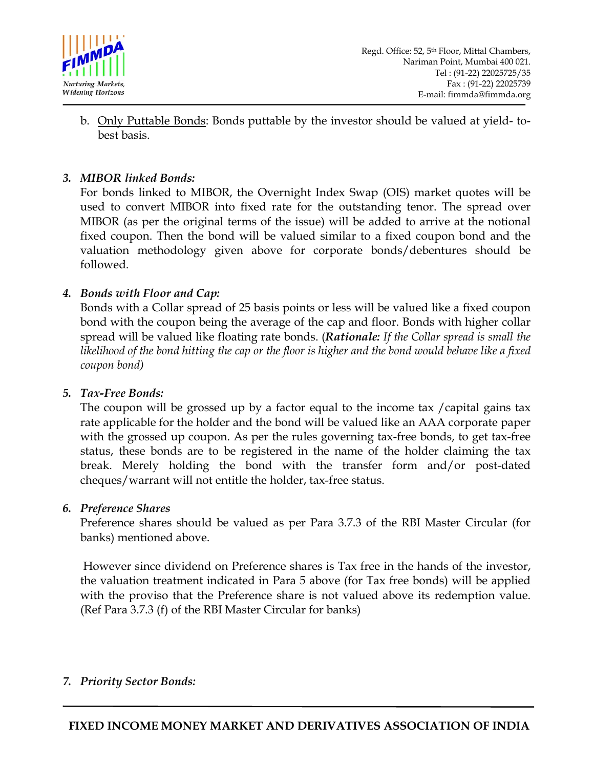b. Only Puttable Bonds: Bonds puttable by the investor should be valued at yield- to-best basis.

3. ***MIBOR linked Bonds:***

   For bonds linked to MIBOR, the Overnight Index Swap (OIS) market quotes will be used to convert MIBOR into fixed rate for the outstanding tenor. The spread over MIBOR (as per the original terms of the issue) will be added to arrive at the notional fixed coupon. Then the bond will be valued similar to a fixed coupon bond and the valuation methodology given above for corporate bonds/debentures should be followed.

4. ***Bonds with Floor and Cap:***

   Bonds with a Collar spread of 25 basis points or less will be valued like a fixed coupon bond with the coupon being the average of the cap and floor. Bonds with higher collar spread will be valued like floating rate bonds. (***Rationale:*** *If the Collar spread is small the likelihood of the bond hitting the cap or the floor is higher and the bond would behave like a fixed coupon bond)*

5. ***Tax-Free Bonds:***

   The coupon will be grossed up by a factor equal to the income tax /capital gains tax rate applicable for the holder and the bond will be valued like an AAA corporate paper with the grossed up coupon. As per the rules governing tax-free bonds, to get tax-free status, these bonds are to be registered in the name of the holder claiming the tax break. Merely holding the bond with the transfer form and/or post-dated cheques/warrant will not entitle the holder, tax-free status.

6. ***Preference Shares***

   Preference shares should be valued as per Para 3.7.3 of the RBI Master Circular (for banks) mentioned above.

   However since dividend on Preference shares is Tax free in the hands of the investor, the valuation treatment indicated in Para 5 above (for Tax free bonds) will be applied with the proviso that the Preference share is not valued above its redemption value. (Ref Para 3.7.3 (f) of the RBI Master Circular for banks)

7. ***Priority Sector Bonds:***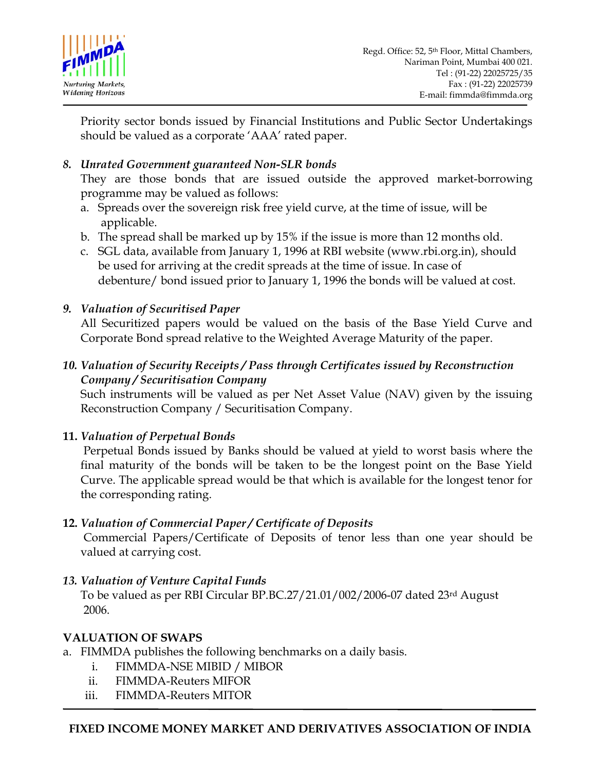Priority sector bonds issued by Financial Institutions and Public Sector Undertakings should be valued as a corporate 'AAA' rated paper.

8. ***Unrated Government guaranteed Non-SLR bonds***

   They are those bonds that are issued outside the approved market-borrowing programme may be valued as follows:

   a. Spreads over the sovereign risk free yield curve, at the time of issue, will be applicable.
   b. The spread shall be marked up by 15% if the issue is more than 12 months old.
   c. SGL data, available from January 1, 1996 at RBI website (www.rbi.org.in), should be used for arriving at the credit spreads at the time of issue. In case of debenture/ bond issued prior to January 1, 1996 the bonds will be valued at cost.

9. ***Valuation of Securitised Paper***

   All Securitized papers would be valued on the basis of the Base Yield Curve and Corporate Bond spread relative to the Weighted Average Maturity of the paper.

10. ***Valuation of Security Receipts / Pass through Certificates issued by Reconstruction Company / Securitisation Company***

    Such instruments will be valued as per Net Asset Value (NAV) given by the issuing Reconstruction Company / Securitisation Company.

11. ***Valuation of Perpetual Bonds***

    Perpetual Bonds issued by Banks should be valued at yield to worst basis where the final maturity of the bonds will be taken to be the longest point on the Base Yield Curve. The applicable spread would be that which is available for the longest tenor for the corresponding rating.

12. ***Valuation of Commercial Paper / Certificate of Deposits***

    Commercial Papers/Certificate of Deposits of tenor less than one year should be valued at carrying cost.

13. ***Valuation of Venture Capital Funds***

    To be valued as per RBI Circular BP.BC.27/21.01/002/2006-07 dated 23rd August 2006.

**VALUATION OF SWAPS**

a. FIMMDA publishes the following benchmarks on a daily basis.
   i. FIMMDA-NSE MIBID / MIBOR
   ii. FIMMDA-Reuters MIFOR
   iii. FIMMDA-Reuters MITOR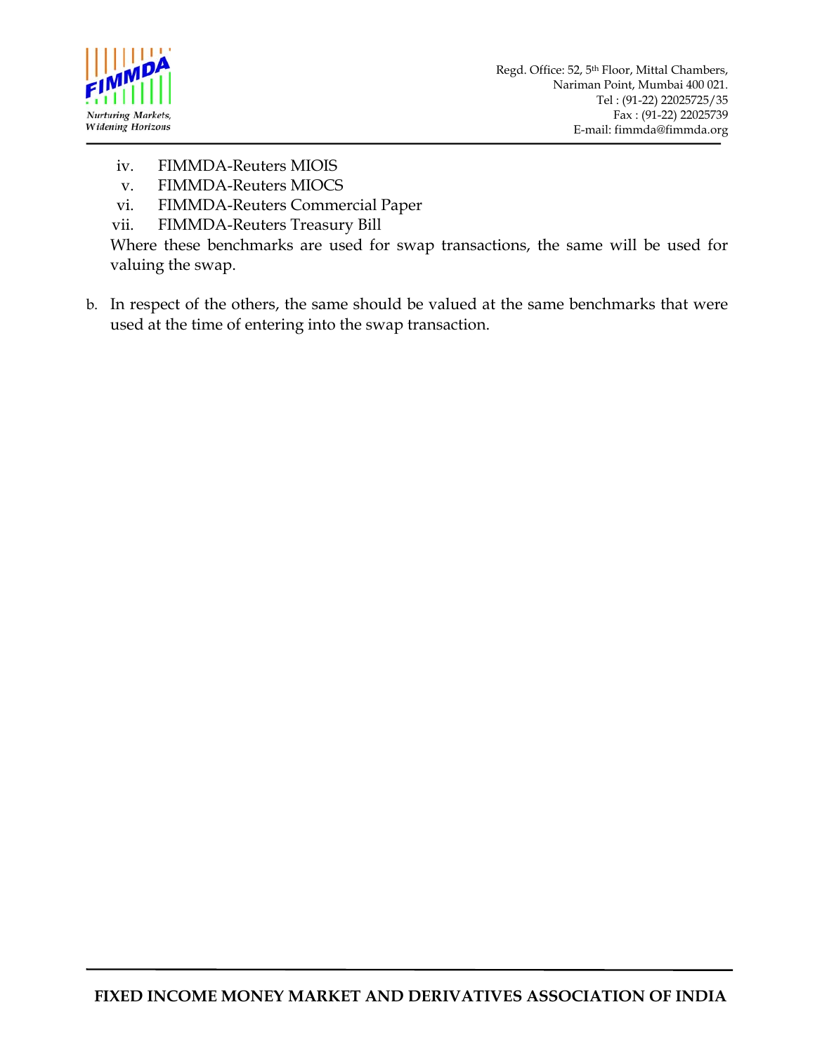iv. FIMMDA-Reuters MIOIS
v. FIMMDA-Reuters MIOCS
vi. FIMMDA-Reuters Commercial Paper
vii. FIMMDA-Reuters Treasury Bill

Where these benchmarks are used for swap transactions, the same will be used for valuing the swap.

b. In respect of the others, the same should be valued at the same benchmarks that were used at the time of entering into the swap transaction.